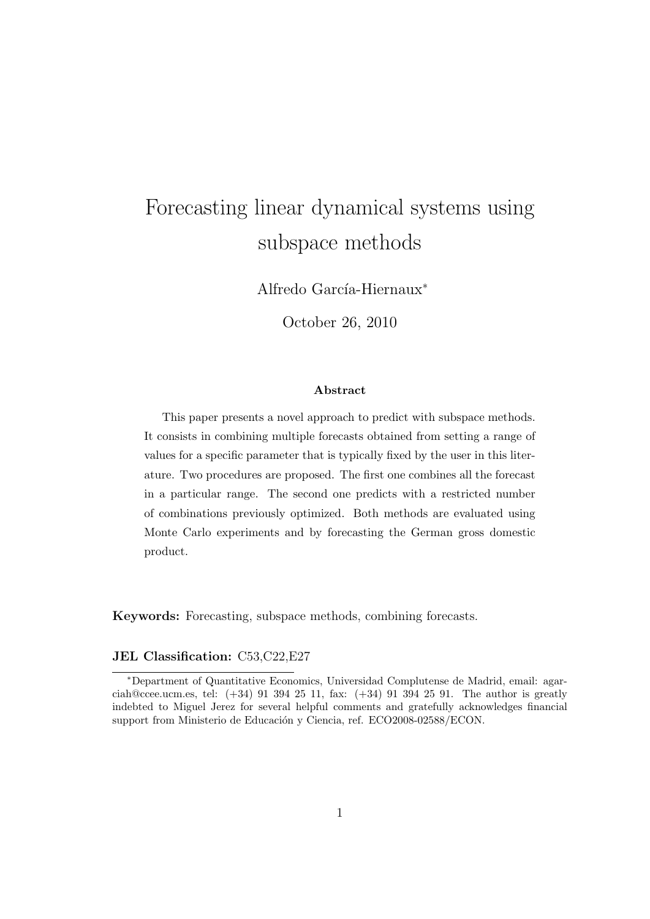# Forecasting linear dynamical systems using subspace methods

Alfredo García-Hiernaux*

October 26, 2010

### Abstract

This paper presents a novel approach to predict with subspace methods. It consists in combining multiple forecasts obtained from setting a range of values for a specific parameter that is typically fixed by the user in this literature. Two procedures are proposed. The first one combines all the forecast in a particular range. The second one predicts with a restricted number of combinations previously optimized. Both methods are evaluated using Monte Carlo experiments and by forecasting the German gross domestic product.

**Keywords:** Forecasting, subspace methods, combining forecasts.

**JEL Classification:** C53,C22,E27

---

*Department of Quantitative Economics, Universidad Complutense de Madrid, email: agarciah@ccee.ucm.es, tel: (+34) 91 394 25 11, fax: (+34) 91 394 25 91. The author is greatly indebted to Miguel Jerez for several helpful comments and gratefully acknowledges financial support from Ministerio de Educación y Ciencia, ref. ECO2008-02588/ECON.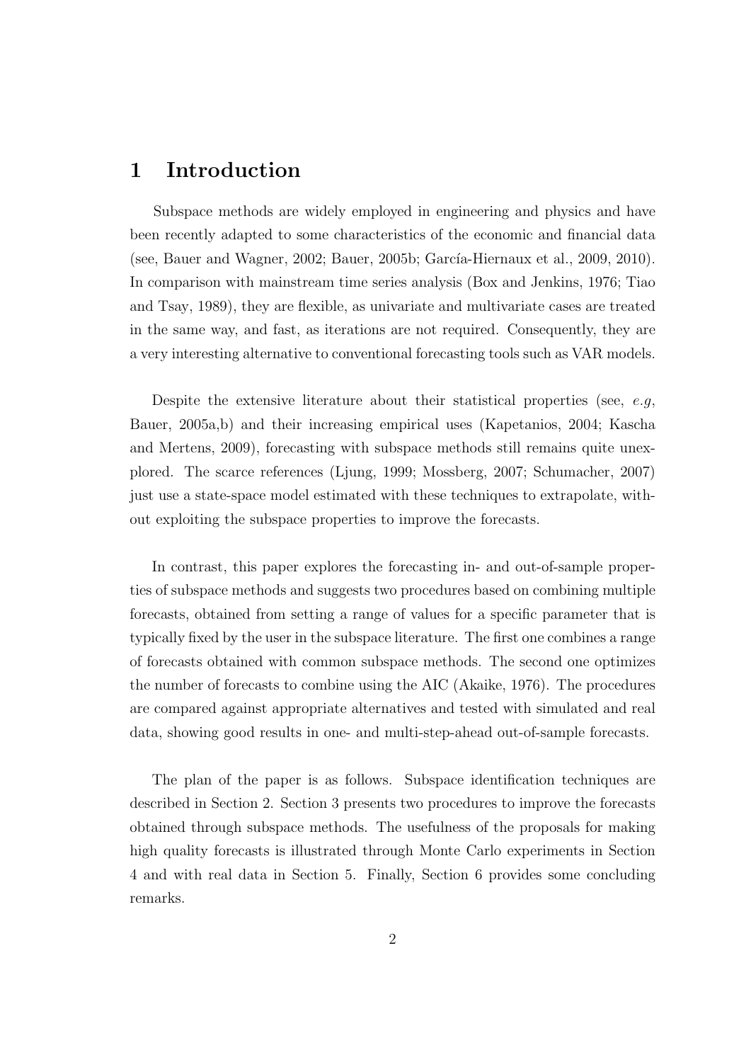# 1 Introduction

Subspace methods are widely employed in engineering and physics and have been recently adapted to some characteristics of the economic and financial data (see, Bauer and Wagner, 2002; Bauer, 2005b; García-Hiernaux et al., 2009, 2010). In comparison with mainstream time series analysis (Box and Jenkins, 1976; Tiao and Tsay, 1989), they are flexible, as univariate and multivariate cases are treated in the same way, and fast, as iterations are not required. Consequently, they are a very interesting alternative to conventional forecasting tools such as VAR models.

Despite the extensive literature about their statistical properties (see, *e.g*, Bauer, 2005a,b) and their increasing empirical uses (Kapetanios, 2004; Kascha and Mertens, 2009), forecasting with subspace methods still remains quite unexplored. The scarce references (Ljung, 1999; Mossberg, 2007; Schumacher, 2007) just use a state-space model estimated with these techniques to extrapolate, without exploiting the subspace properties to improve the forecasts.

In contrast, this paper explores the forecasting in- and out-of-sample properties of subspace methods and suggests two procedures based on combining multiple forecasts, obtained from setting a range of values for a specific parameter that is typically fixed by the user in the subspace literature. The first one combines a range of forecasts obtained with common subspace methods. The second one optimizes the number of forecasts to combine using the AIC (Akaike, 1976). The procedures are compared against appropriate alternatives and tested with simulated and real data, showing good results in one- and multi-step-ahead out-of-sample forecasts.

The plan of the paper is as follows. Subspace identification techniques are described in Section 2. Section 3 presents two procedures to improve the forecasts obtained through subspace methods. The usefulness of the proposals for making high quality forecasts is illustrated through Monte Carlo experiments in Section 4 and with real data in Section 5. Finally, Section 6 provides some concluding remarks.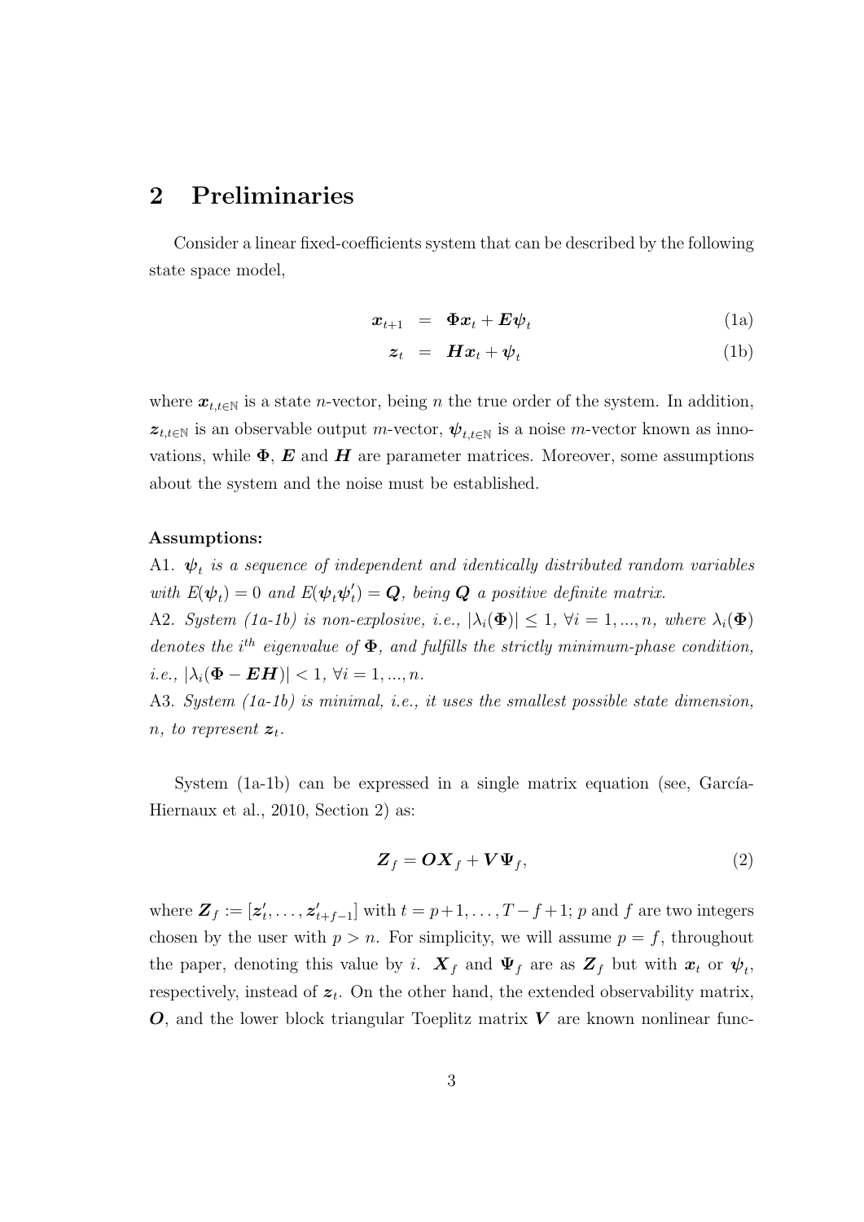## 2 Preliminaries

Consider a linear fixed-coefficients system that can be described by the following state space model,

$$\boldsymbol{x}_{t+1} = \boldsymbol{\Phi}\boldsymbol{x}_t + \boldsymbol{E}\boldsymbol{\psi}_t \tag{1a}$$

$$\boldsymbol{z}_t = \boldsymbol{H}\boldsymbol{x}_t + \boldsymbol{\psi}_t \tag{1b}$$

where $\boldsymbol{x}_{t,t\in\mathbb{N}}$ is a state $n$-vector, being $n$ the true order of the system. In addition, $\boldsymbol{z}_{t,t\in\mathbb{N}}$ is an observable output $m$-vector, $\boldsymbol{\psi}_{t,t\in\mathbb{N}}$ is a noise $m$-vector known as innovations, while $\boldsymbol{\Phi}$, $\boldsymbol{E}$ and $\boldsymbol{H}$ are parameter matrices. Moreover, some assumptions about the system and the noise must be established.

**Assumptions:**

A1. *$\boldsymbol{\psi}_t$ is a sequence of independent and identically distributed random variables with $E(\boldsymbol{\psi}_t) = 0$ and $E(\boldsymbol{\psi}_t\boldsymbol{\psi}_t') = \boldsymbol{Q}$, being $\boldsymbol{Q}$ a positive definite matrix.*

A2. *System (1a-1b) is non-explosive, i.e., $|\lambda_i(\boldsymbol{\Phi})| \leq 1$, $\forall i = 1, ..., n$, where $\lambda_i(\boldsymbol{\Phi})$ denotes the $i^{th}$ eigenvalue of $\boldsymbol{\Phi}$, and fulfills the strictly minimum-phase condition, i.e., $|\lambda_i(\boldsymbol{\Phi} - \boldsymbol{E}\boldsymbol{H})| < 1$, $\forall i = 1, ..., n$.*

A3. *System (1a-1b) is minimal, i.e., it uses the smallest possible state dimension, $n$, to represent $\boldsymbol{z}_t$.*

System (1a-1b) can be expressed in a single matrix equation (see, García-Hiernaux et al., 2010, Section 2) as:

$$\boldsymbol{Z}_f = \boldsymbol{O}\boldsymbol{X}_f + \boldsymbol{V}\boldsymbol{\Psi}_f, \tag{2}$$

where $\boldsymbol{Z}_f := [\boldsymbol{z}_t', \ldots, \boldsymbol{z}_{t+f-1}']$ with $t = p+1, \ldots, T-f+1$; $p$ and $f$ are two integers chosen by the user with $p > n$. For simplicity, we will assume $p = f$, throughout the paper, denoting this value by $i$. $\boldsymbol{X}_f$ and $\boldsymbol{\Psi}_f$ are as $\boldsymbol{Z}_f$ but with $\boldsymbol{x}_t$ or $\boldsymbol{\psi}_t$, respectively, instead of $\boldsymbol{z}_t$. On the other hand, the extended observability matrix, $\boldsymbol{O}$, and the lower block triangular Toeplitz matrix $\boldsymbol{V}$ are known nonlinear func-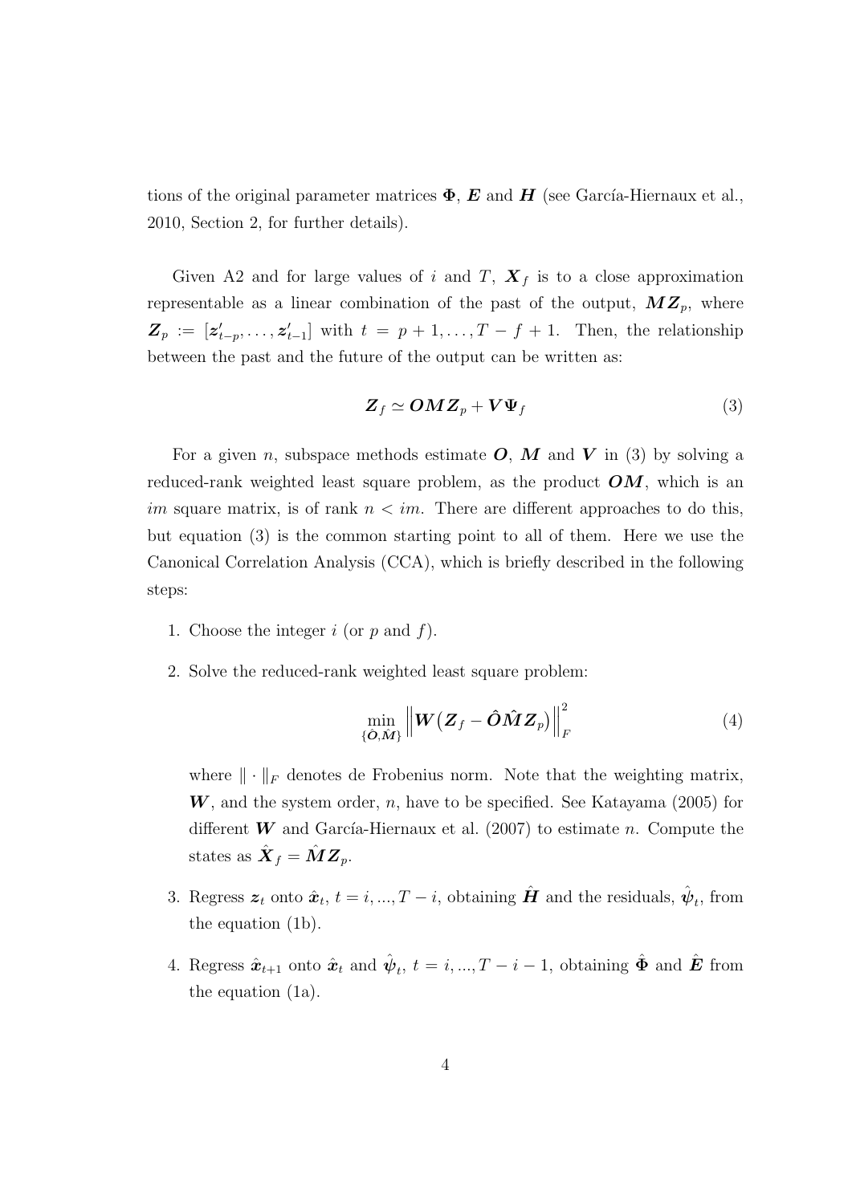tions of the original parameter matrices $\boldsymbol{\Phi}$, $\boldsymbol{E}$ and $\boldsymbol{H}$ (see García-Hiernaux et al., 2010, Section 2, for further details).

Given A2 and for large values of $i$ and $T$, $\boldsymbol{X}_f$ is to a close approximation representable as a linear combination of the past of the output, $\boldsymbol{M}\boldsymbol{Z}_p$, where $\boldsymbol{Z}_p := [\boldsymbol{z}'_{t-p}, \ldots, \boldsymbol{z}'_{t-1}]$ with $t = p+1, \ldots, T-f+1$. Then, the relationship between the past and the future of the output can be written as:

$$\boldsymbol{Z}_f \simeq \boldsymbol{O}\boldsymbol{M}\boldsymbol{Z}_p + \boldsymbol{V}\boldsymbol{\Psi}_f \tag{3}$$

For a given $n$, subspace methods estimate $\boldsymbol{O}$, $\boldsymbol{M}$ and $\boldsymbol{V}$ in (3) by solving a reduced-rank weighted least square problem, as the product $\boldsymbol{O}\boldsymbol{M}$, which is an $im$ square matrix, is of rank $n < im$. There are different approaches to do this, but equation (3) is the common starting point to all of them. Here we use the Canonical Correlation Analysis (CCA), which is briefly described in the following steps:

1. Choose the integer $i$ (or $p$ and $f$).

2. Solve the reduced-rank weighted least square problem:

$$\min_{\{\hat{\boldsymbol{O}}, \hat{\boldsymbol{M}}\}} \left\| \boldsymbol{W}\big(\boldsymbol{Z}_f - \hat{\boldsymbol{O}}\hat{\boldsymbol{M}}\boldsymbol{Z}_p\big) \right\|_F^2 \tag{4}$$

   where $\| \cdot \|_F$ denotes de Frobenius norm. Note that the weighting matrix, $\boldsymbol{W}$, and the system order, $n$, have to be specified. See Katayama (2005) for different $\boldsymbol{W}$ and García-Hiernaux et al. (2007) to estimate $n$. Compute the states as $\hat{\boldsymbol{X}}_f = \hat{\boldsymbol{M}}\boldsymbol{Z}_p$.

3. Regress $\boldsymbol{z}_t$ onto $\hat{\boldsymbol{x}}_t$, $t = i, ..., T-i$, obtaining $\hat{\boldsymbol{H}}$ and the residuals, $\hat{\boldsymbol{\psi}}_t$, from the equation (1b).

4. Regress $\hat{\boldsymbol{x}}_{t+1}$ onto $\hat{\boldsymbol{x}}_t$ and $\hat{\boldsymbol{\psi}}_t$, $t = i, ..., T-i-1$, obtaining $\hat{\boldsymbol{\Phi}}$ and $\hat{\boldsymbol{E}}$ from the equation (1a).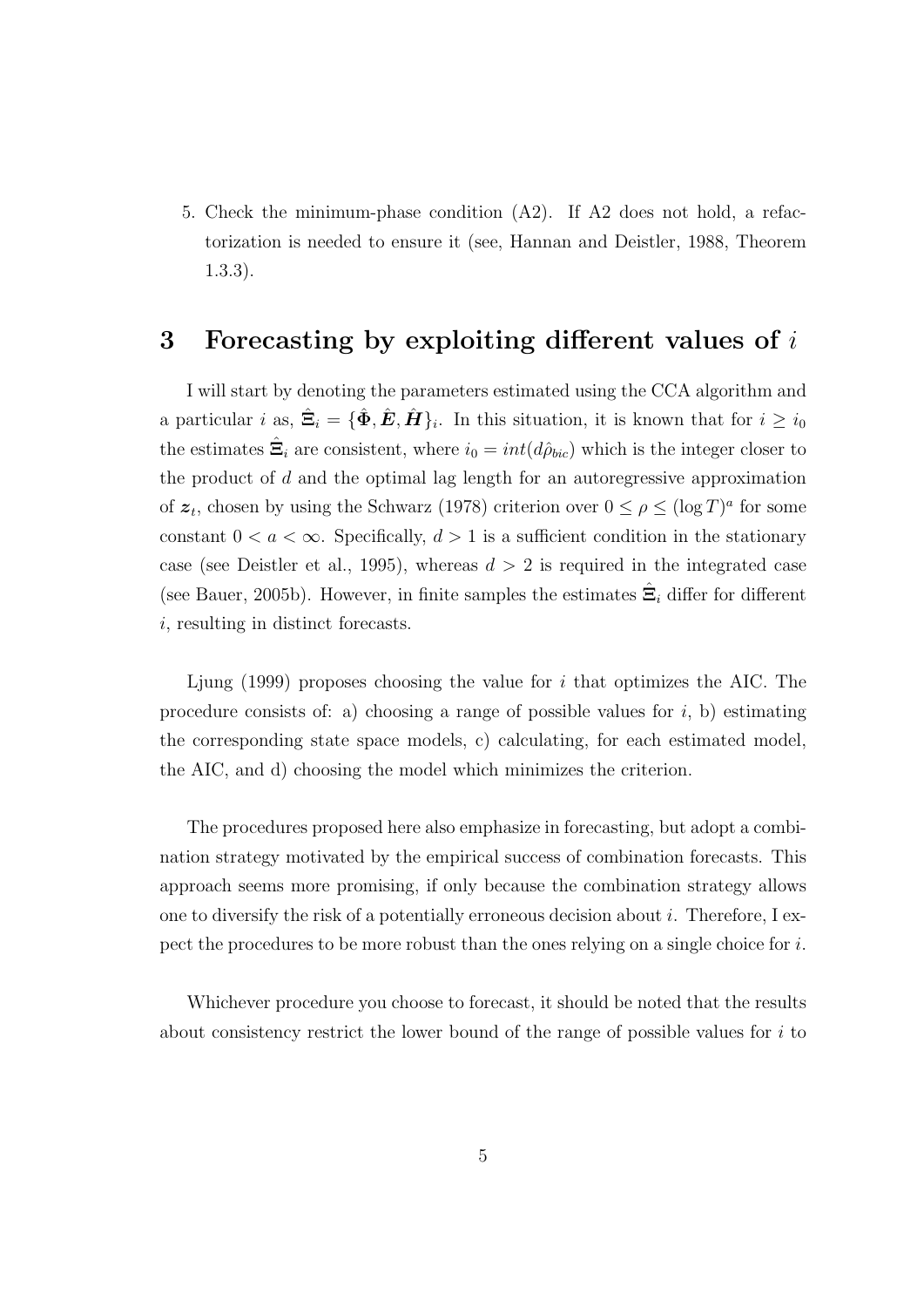5. Check the minimum-phase condition (A2). If A2 does not hold, a refactorization is needed to ensure it (see, Hannan and Deistler, 1988, Theorem 1.3.3).

## 3 Forecasting by exploiting different values of $i$

I will start by denoting the parameters estimated using the CCA algorithm and a particular $i$ as, $\hat{\boldsymbol{\Xi}}_i = \{\hat{\boldsymbol{\Phi}}, \hat{\boldsymbol{E}}, \hat{\boldsymbol{H}}\}_i$. In this situation, it is known that for $i \geq i_0$ the estimates $\hat{\boldsymbol{\Xi}}_i$ are consistent, where $i_0 = int(d\hat{\rho}_{bic})$ which is the integer closer to the product of $d$ and the optimal lag length for an autoregressive approximation of $\boldsymbol{z}_t$, chosen by using the Schwarz (1978) criterion over $0 \leq \rho \leq (\log T)^a$ for some constant $0 < a < \infty$. Specifically, $d > 1$ is a sufficient condition in the stationary case (see Deistler et al., 1995), whereas $d > 2$ is required in the integrated case (see Bauer, 2005b). However, in finite samples the estimates $\hat{\boldsymbol{\Xi}}_i$ differ for different $i$, resulting in distinct forecasts.

Ljung (1999) proposes choosing the value for $i$ that optimizes the AIC. The procedure consists of: a) choosing a range of possible values for $i$, b) estimating the corresponding state space models, c) calculating, for each estimated model, the AIC, and d) choosing the model which minimizes the criterion.

The procedures proposed here also emphasize in forecasting, but adopt a combination strategy motivated by the empirical success of combination forecasts. This approach seems more promising, if only because the combination strategy allows one to diversify the risk of a potentially erroneous decision about $i$. Therefore, I expect the procedures to be more robust than the ones relying on a single choice for $i$.

Whichever procedure you choose to forecast, it should be noted that the results about consistency restrict the lower bound of the range of possible values for $i$ to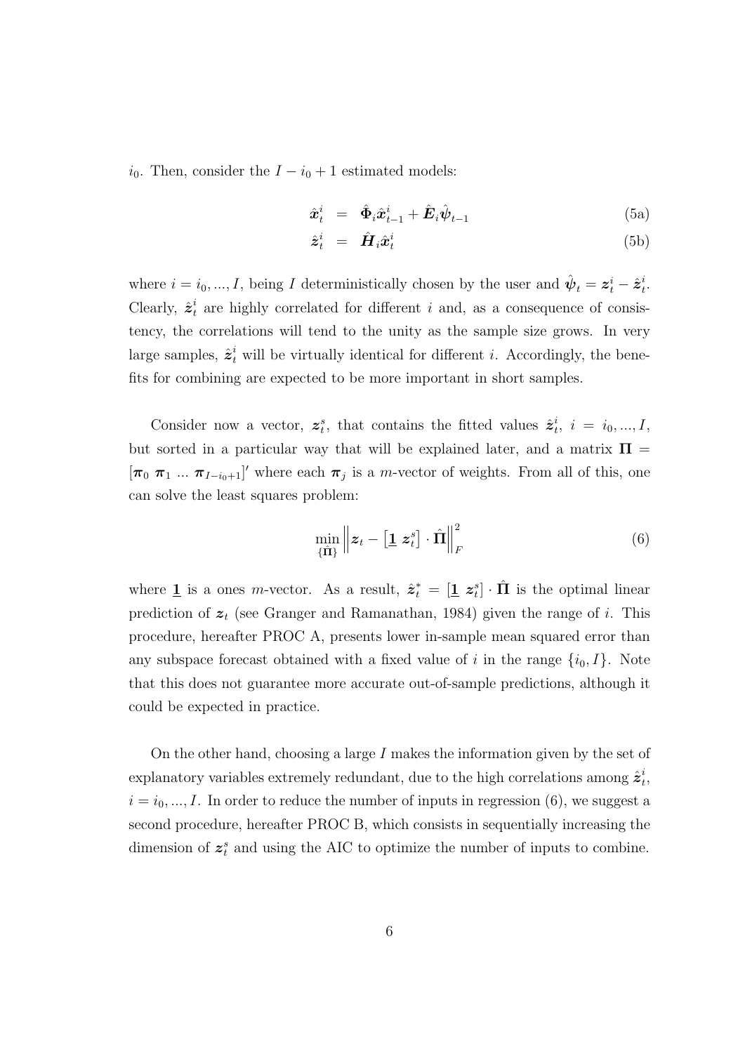$i_0$. Then, consider the $I - i_0 + 1$ estimated models:

$$\hat{\boldsymbol{x}}_t^i = \hat{\boldsymbol{\Phi}}_i \hat{\boldsymbol{x}}_{t-1}^i + \hat{\boldsymbol{E}}_i \hat{\boldsymbol{\psi}}_{t-1} \tag{5a}$$

$$\hat{\boldsymbol{z}}_t^i = \hat{\boldsymbol{H}}_i \hat{\boldsymbol{x}}_t^i \tag{5b}$$

where $i = i_0, ..., I$, being $I$ deterministically chosen by the user and $\hat{\boldsymbol{\psi}}_t = \boldsymbol{z}_t^i - \hat{\boldsymbol{z}}_t^i$. Clearly, $\hat{\boldsymbol{z}}_t^i$ are highly correlated for different $i$ and, as a consequence of consistency, the correlations will tend to the unity as the sample size grows. In very large samples, $\hat{\boldsymbol{z}}_t^i$ will be virtually identical for different $i$. Accordingly, the benefits for combining are expected to be more important in short samples.

Consider now a vector, $\boldsymbol{z}_t^s$, that contains the fitted values $\hat{\boldsymbol{z}}_t^i$, $i = i_0, ..., I$, but sorted in a particular way that will be explained later, and a matrix $\boldsymbol{\Pi} = [\boldsymbol{\pi}_0 \; \boldsymbol{\pi}_1 \; ... \; \boldsymbol{\pi}_{I-i_0+1}]'$ where each $\boldsymbol{\pi}_j$ is a $m$-vector of weights. From all of this, one can solve the least squares problem:

$$\min_{\{\hat{\boldsymbol{\Pi}}\}} \left\| \boldsymbol{z}_t - \left[ \underline{\mathbf{1}} \; \boldsymbol{z}_t^s \right] \cdot \hat{\boldsymbol{\Pi}} \right\|_F^2 \tag{6}$$

where $\underline{\mathbf{1}}$ is a ones $m$-vector. As a result, $\hat{\boldsymbol{z}}_t^* = [\underline{\mathbf{1}} \; \boldsymbol{z}_t^s] \cdot \hat{\boldsymbol{\Pi}}$ is the optimal linear prediction of $\boldsymbol{z}_t$ (see Granger and Ramanathan, 1984) given the range of $i$. This procedure, hereafter PROC A, presents lower in-sample mean squared error than any subspace forecast obtained with a fixed value of $i$ in the range $\{i_0, I\}$. Note that this does not guarantee more accurate out-of-sample predictions, although it could be expected in practice.

On the other hand, choosing a large $I$ makes the information given by the set of explanatory variables extremely redundant, due to the high correlations among $\hat{\boldsymbol{z}}_t^i$, $i = i_0, ..., I$. In order to reduce the number of inputs in regression (6), we suggest a second procedure, hereafter PROC B, which consists in sequentially increasing the dimension of $\boldsymbol{z}_t^s$ and using the AIC to optimize the number of inputs to combine.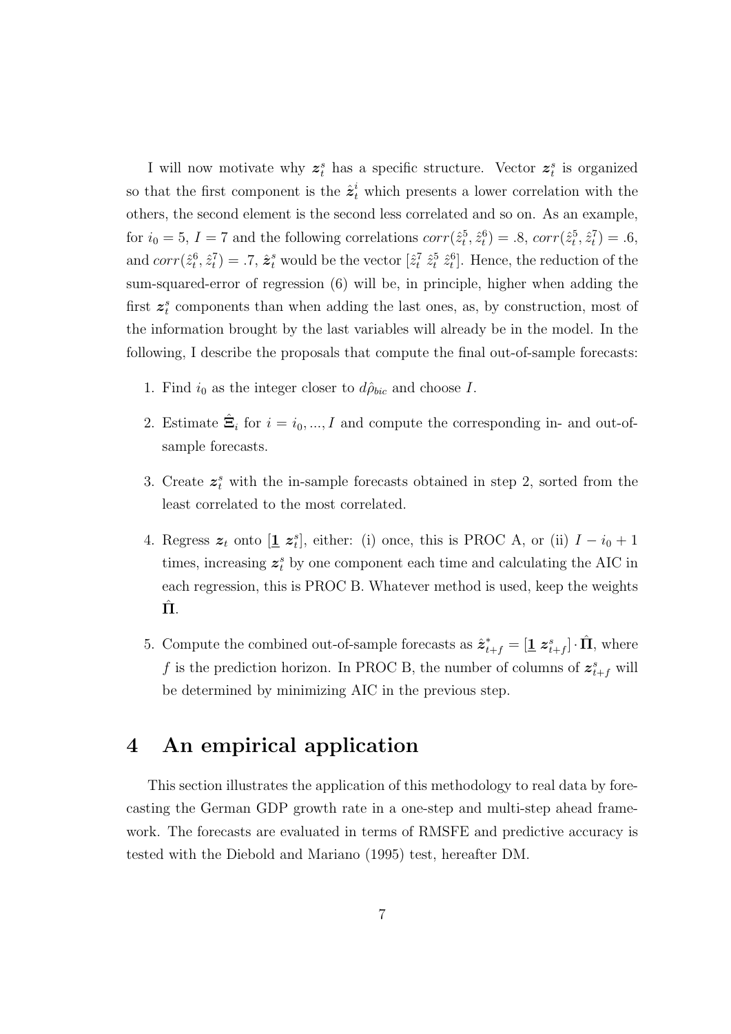I will now motivate why $\boldsymbol{z}_t^s$ has a specific structure. Vector $\boldsymbol{z}_t^s$ is organized so that the first component is the $\hat{\boldsymbol{z}}_t^i$ which presents a lower correlation with the others, the second element is the second less correlated and so on. As an example, for $i_0 = 5$, $I = 7$ and the following correlations $corr(\hat{z}_t^5, \hat{z}_t^6) = .8$, $corr(\hat{z}_t^5, \hat{z}_t^7) = .6$, and $corr(\hat{z}_t^6, \hat{z}_t^7) = .7$, $\hat{\boldsymbol{z}}_t^s$ would be the vector $[\hat{z}_t^7 \; \hat{z}_t^5 \; \hat{z}_t^6]$. Hence, the reduction of the sum-squared-error of regression (6) will be, in principle, higher when adding the first $\boldsymbol{z}_t^s$ components than when adding the last ones, as, by construction, most of the information brought by the last variables will already be in the model. In the following, I describe the proposals that compute the final out-of-sample forecasts:

1. Find $i_0$ as the integer closer to $d\hat{\rho}_{bic}$ and choose $I$.
2. Estimate $\hat{\boldsymbol{\Xi}}_i$ for $i = i_0, ..., I$ and compute the corresponding in- and out-of-sample forecasts.
3. Create $\boldsymbol{z}_t^s$ with the in-sample forecasts obtained in step 2, sorted from the least correlated to the most correlated.
4. Regress $\boldsymbol{z}_t$ onto $[\underline{\mathbf{1}} \; \boldsymbol{z}_t^s]$, either: (i) once, this is PROC A, or (ii) $I - i_0 + 1$ times, increasing $\boldsymbol{z}_t^s$ by one component each time and calculating the AIC in each regression, this is PROC B. Whatever method is used, keep the weights $\hat{\boldsymbol{\Pi}}$.
5. Compute the combined out-of-sample forecasts as $\hat{\boldsymbol{z}}_{t+f}^* = [\underline{\mathbf{1}} \; \boldsymbol{z}_{t+f}^s] \cdot \hat{\boldsymbol{\Pi}}$, where $f$ is the prediction horizon. In PROC B, the number of columns of $\boldsymbol{z}_{t+f}^s$ will be determined by minimizing AIC in the previous step.

# 4 An empirical application

This section illustrates the application of this methodology to real data by forecasting the German GDP growth rate in a one-step and multi-step ahead framework. The forecasts are evaluated in terms of RMSFE and predictive accuracy is tested with the Diebold and Mariano (1995) test, hereafter DM.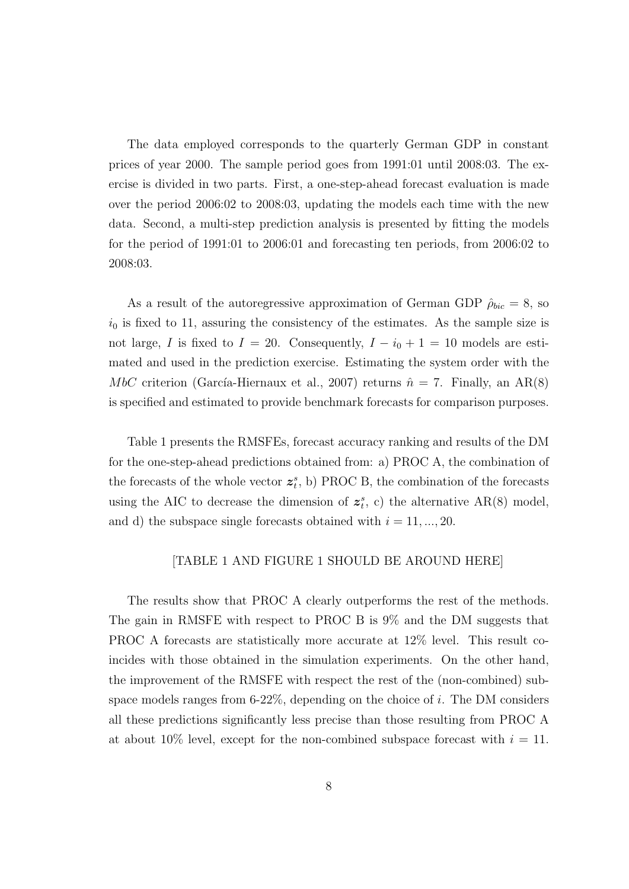The data employed corresponds to the quarterly German GDP in constant prices of year 2000. The sample period goes from 1991:01 until 2008:03. The exercise is divided in two parts. First, a one-step-ahead forecast evaluation is made over the period 2006:02 to 2008:03, updating the models each time with the new data. Second, a multi-step prediction analysis is presented by fitting the models for the period of 1991:01 to 2006:01 and forecasting ten periods, from 2006:02 to 2008:03.

As a result of the autoregressive approximation of German GDP $\hat{\rho}_{bic} = 8$, so $i_0$ is fixed to 11, assuring the consistency of the estimates. As the sample size is not large, $I$ is fixed to $I = 20$. Consequently, $I - i_0 + 1 = 10$ models are estimated and used in the prediction exercise. Estimating the system order with the $MbC$ criterion (García-Hiernaux et al., 2007) returns $\hat{n} = 7$. Finally, an AR(8) is specified and estimated to provide benchmark forecasts for comparison purposes.

Table 1 presents the RMSFEs, forecast accuracy ranking and results of the DM for the one-step-ahead predictions obtained from: a) PROC A, the combination of the forecasts of the whole vector $\boldsymbol{z}_t^s$, b) PROC B, the combination of the forecasts using the AIC to decrease the dimension of $\boldsymbol{z}_t^s$, c) the alternative AR(8) model, and d) the subspace single forecasts obtained with $i = 11, ..., 20$.

[TABLE 1 AND FIGURE 1 SHOULD BE AROUND HERE]

The results show that PROC A clearly outperforms the rest of the methods. The gain in RMSFE with respect to PROC B is 9% and the DM suggests that PROC A forecasts are statistically more accurate at 12% level. This result coincides with those obtained in the simulation experiments. On the other hand, the improvement of the RMSFE with respect the rest of the (non-combined) subspace models ranges from 6-22%, depending on the choice of $i$. The DM considers all these predictions significantly less precise than those resulting from PROC A at about 10% level, except for the non-combined subspace forecast with $i = 11$.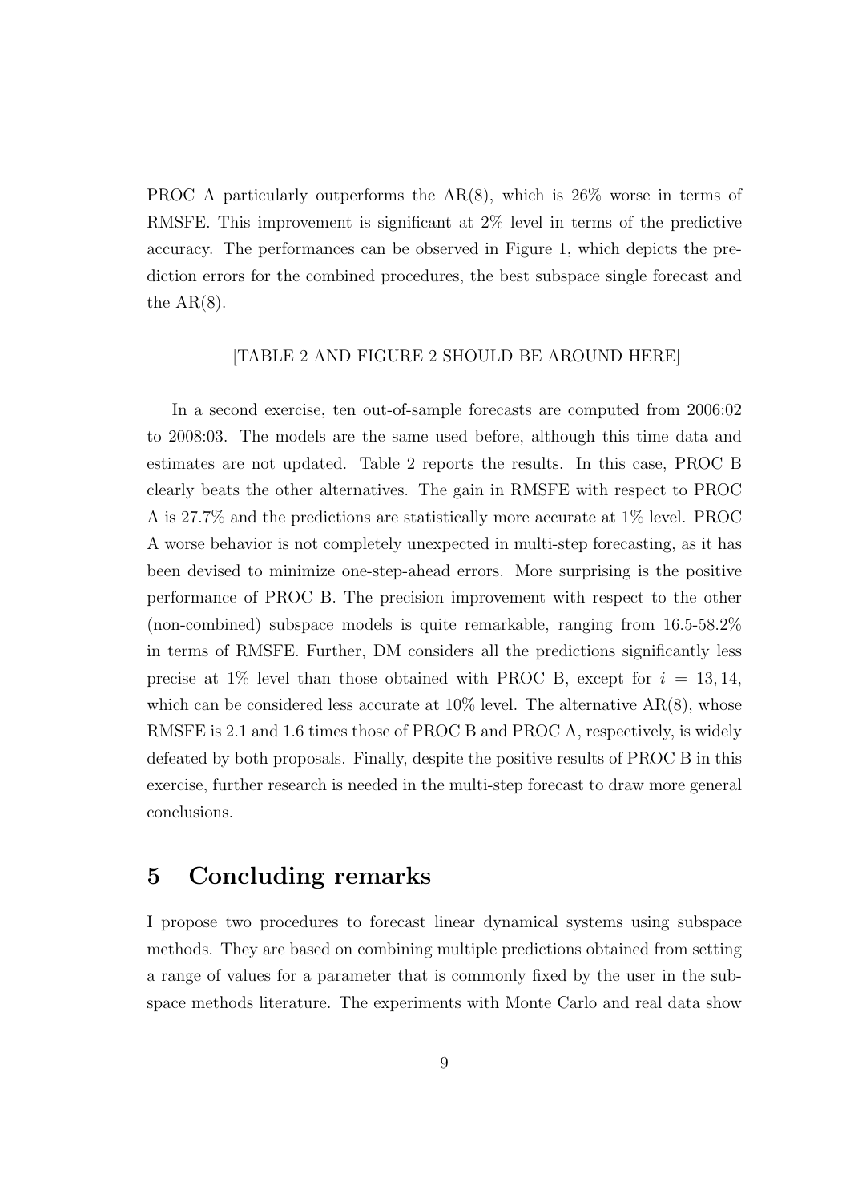PROC A particularly outperforms the AR(8), which is 26% worse in terms of RMSFE. This improvement is significant at 2% level in terms of the predictive accuracy. The performances can be observed in Figure 1, which depicts the prediction errors for the combined procedures, the best subspace single forecast and the AR(8).

[TABLE 2 AND FIGURE 2 SHOULD BE AROUND HERE]

In a second exercise, ten out-of-sample forecasts are computed from 2006:02 to 2008:03. The models are the same used before, although this time data and estimates are not updated. Table 2 reports the results. In this case, PROC B clearly beats the other alternatives. The gain in RMSFE with respect to PROC A is 27.7% and the predictions are statistically more accurate at 1% level. PROC A worse behavior is not completely unexpected in multi-step forecasting, as it has been devised to minimize one-step-ahead errors. More surprising is the positive performance of PROC B. The precision improvement with respect to the other (non-combined) subspace models is quite remarkable, ranging from 16.5-58.2% in terms of RMSFE. Further, DM considers all the predictions significantly less precise at 1% level than those obtained with PROC B, except for $i = 13, 14$, which can be considered less accurate at 10% level. The alternative AR(8), whose RMSFE is 2.1 and 1.6 times those of PROC B and PROC A, respectively, is widely defeated by both proposals. Finally, despite the positive results of PROC B in this exercise, further research is needed in the multi-step forecast to draw more general conclusions.

# 5 Concluding remarks

I propose two procedures to forecast linear dynamical systems using subspace methods. They are based on combining multiple predictions obtained from setting a range of values for a parameter that is commonly fixed by the user in the subspace methods literature. The experiments with Monte Carlo and real data show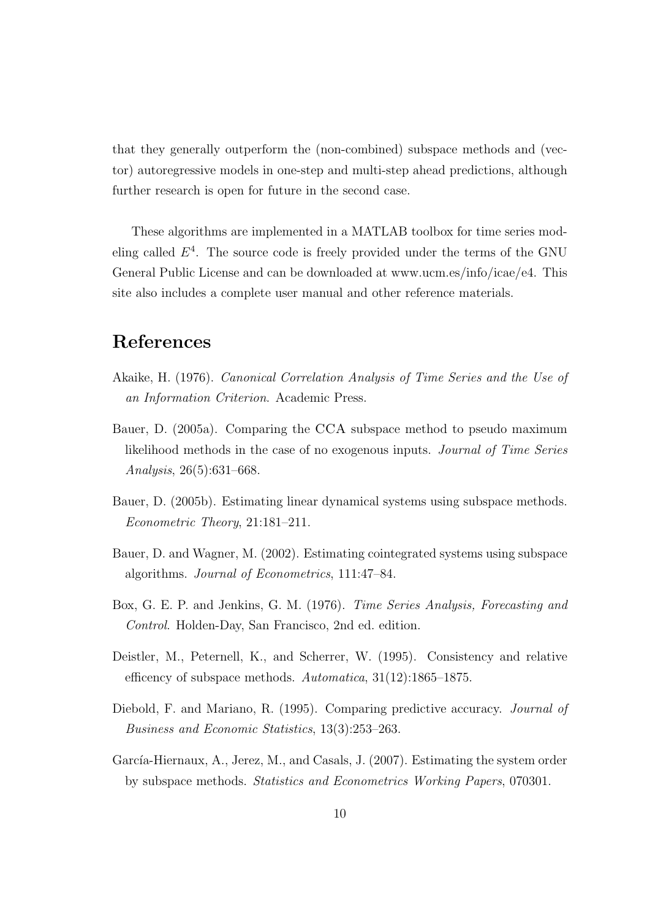that they generally outperform the (non-combined) subspace methods and (vector) autoregressive models in one-step and multi-step ahead predictions, although further research is open for future in the second case.

These algorithms are implemented in a MATLAB toolbox for time series modeling called $E^4$. The source code is freely provided under the terms of the GNU General Public License and can be downloaded at www.ucm.es/info/icae/e4. This site also includes a complete user manual and other reference materials.

# References

Akaike, H. (1976). *Canonical Correlation Analysis of Time Series and the Use of an Information Criterion*. Academic Press.

Bauer, D. (2005a). Comparing the CCA subspace method to pseudo maximum likelihood methods in the case of no exogenous inputs. *Journal of Time Series Analysis*, 26(5):631–668.

Bauer, D. (2005b). Estimating linear dynamical systems using subspace methods. *Econometric Theory*, 21:181–211.

Bauer, D. and Wagner, M. (2002). Estimating cointegrated systems using subspace algorithms. *Journal of Econometrics*, 111:47–84.

Box, G. E. P. and Jenkins, G. M. (1976). *Time Series Analysis, Forecasting and Control*. Holden-Day, San Francisco, 2nd ed. edition.

Deistler, M., Peternell, K., and Scherrer, W. (1995). Consistency and relative efficency of subspace methods. *Automatica*, 31(12):1865–1875.

Diebold, F. and Mariano, R. (1995). Comparing predictive accuracy. *Journal of Business and Economic Statistics*, 13(3):253–263.

García-Hiernaux, A., Jerez, M., and Casals, J. (2007). Estimating the system order by subspace methods. *Statistics and Econometrics Working Papers*, 070301.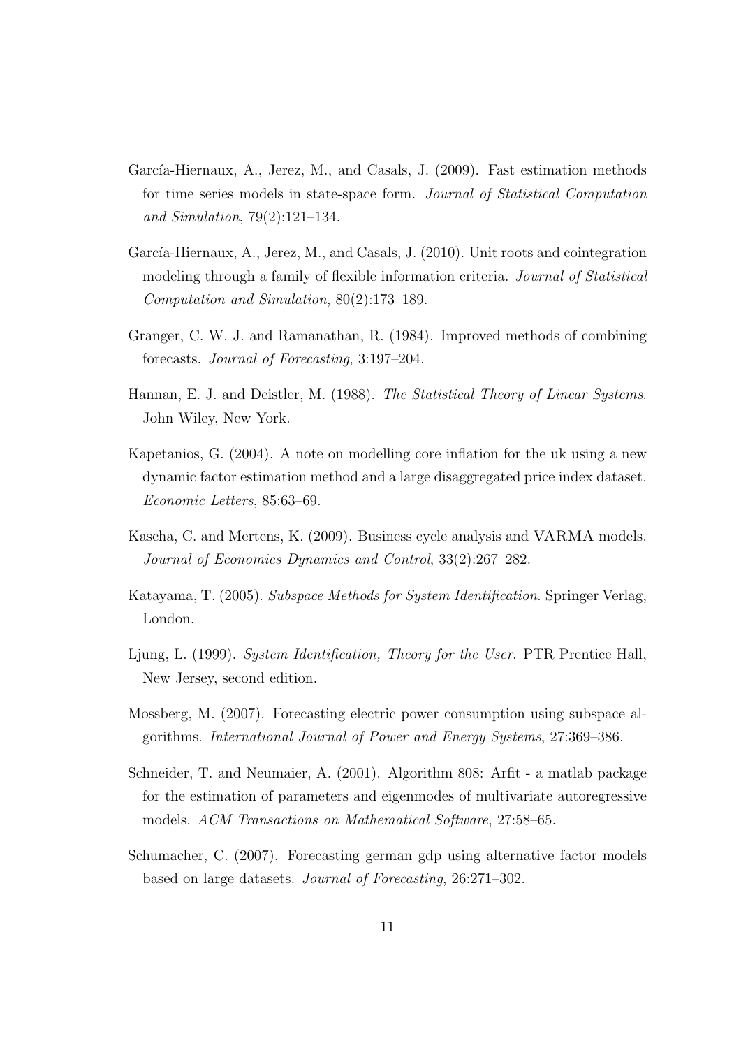García-Hiernaux, A., Jerez, M., and Casals, J. (2009). Fast estimation methods for time series models in state-space form. *Journal of Statistical Computation and Simulation*, 79(2):121–134.

García-Hiernaux, A., Jerez, M., and Casals, J. (2010). Unit roots and cointegration modeling through a family of flexible information criteria. *Journal of Statistical Computation and Simulation*, 80(2):173–189.

Granger, C. W. J. and Ramanathan, R. (1984). Improved methods of combining forecasts. *Journal of Forecasting*, 3:197–204.

Hannan, E. J. and Deistler, M. (1988). *The Statistical Theory of Linear Systems*. John Wiley, New York.

Kapetanios, G. (2004). A note on modelling core inflation for the uk using a new dynamic factor estimation method and a large disaggregated price index dataset. *Economic Letters*, 85:63–69.

Kascha, C. and Mertens, K. (2009). Business cycle analysis and VARMA models. *Journal of Economics Dynamics and Control*, 33(2):267–282.

Katayama, T. (2005). *Subspace Methods for System Identification*. Springer Verlag, London.

Ljung, L. (1999). *System Identification, Theory for the User*. PTR Prentice Hall, New Jersey, second edition.

Mossberg, M. (2007). Forecasting electric power consumption using subspace algorithms. *International Journal of Power and Energy Systems*, 27:369–386.

Schneider, T. and Neumaier, A. (2001). Algorithm 808: Arfit - a matlab package for the estimation of parameters and eigenmodes of multivariate autoregressive models. *ACM Transactions on Mathematical Software*, 27:58–65.

Schumacher, C. (2007). Forecasting german gdp using alternative factor models based on large datasets. *Journal of Forecasting*, 26:271–302.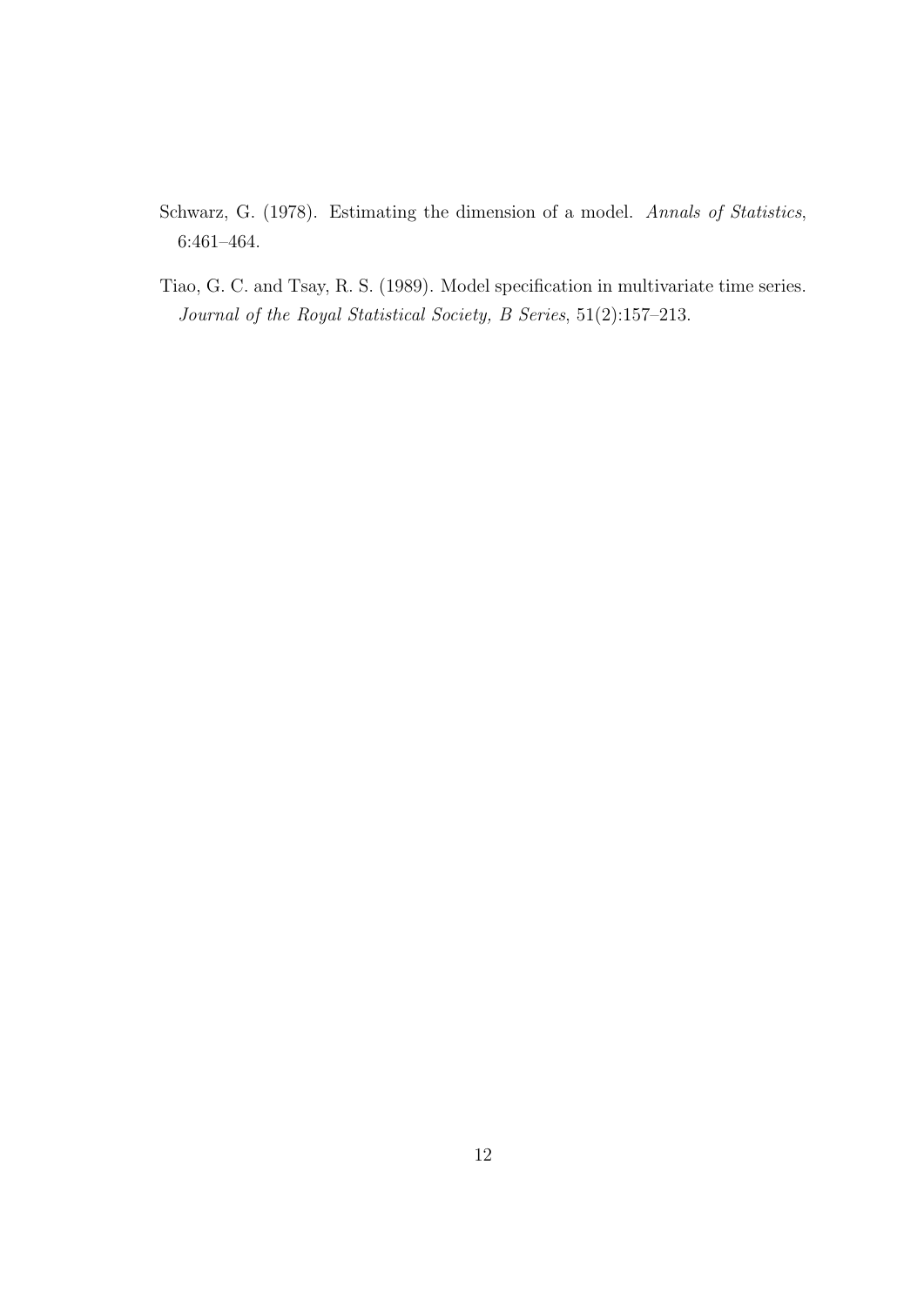Schwarz, G. (1978). Estimating the dimension of a model. *Annals of Statistics*, 6:461–464.

Tiao, G. C. and Tsay, R. S. (1989). Model specification in multivariate time series. *Journal of the Royal Statistical Society, B Series*, 51(2):157–213.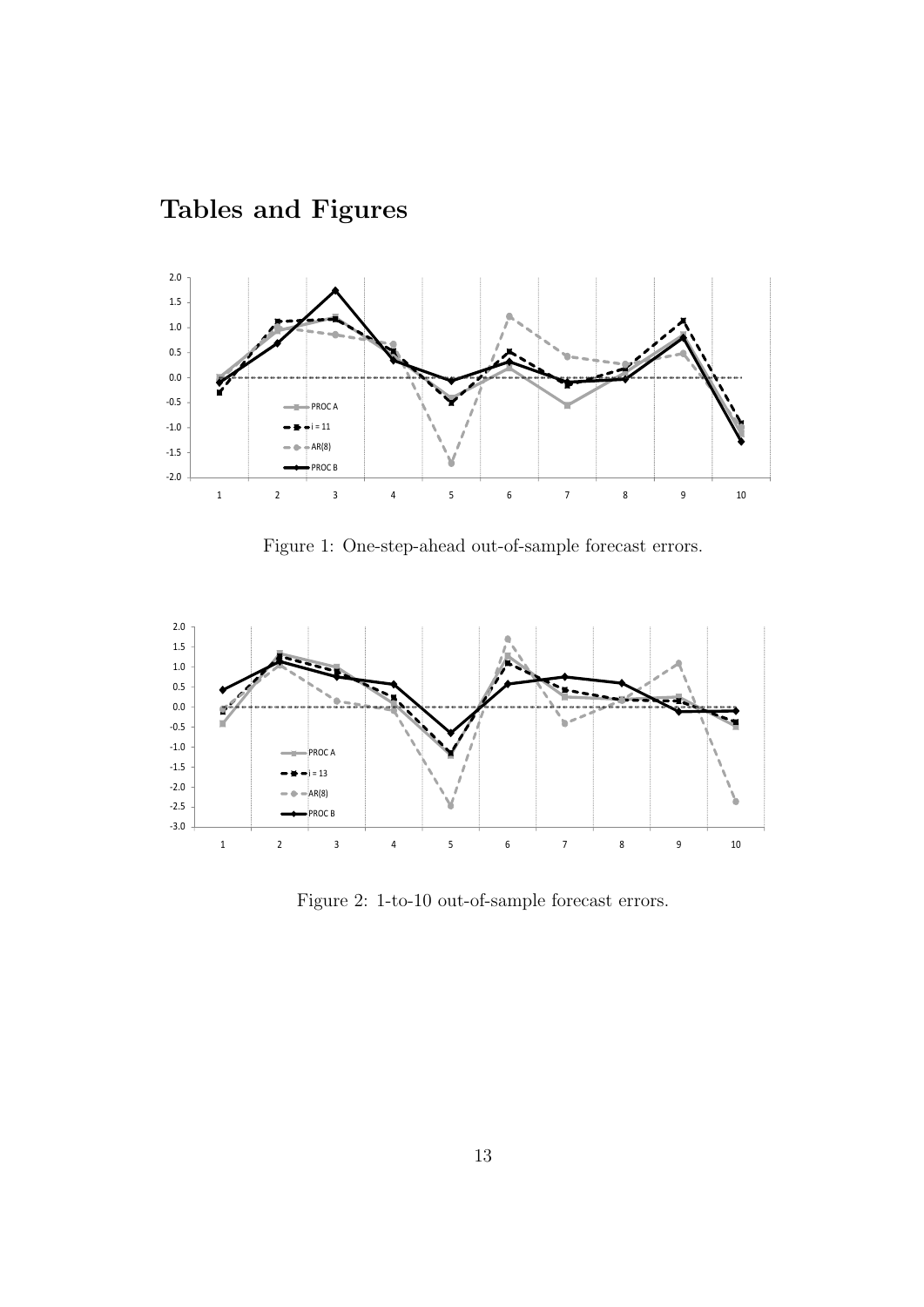# Tables and Figures

Figure 1: One-step-ahead out-of-sample forecast errors.

Figure 2: 1-to-10 out-of-sample forecast errors.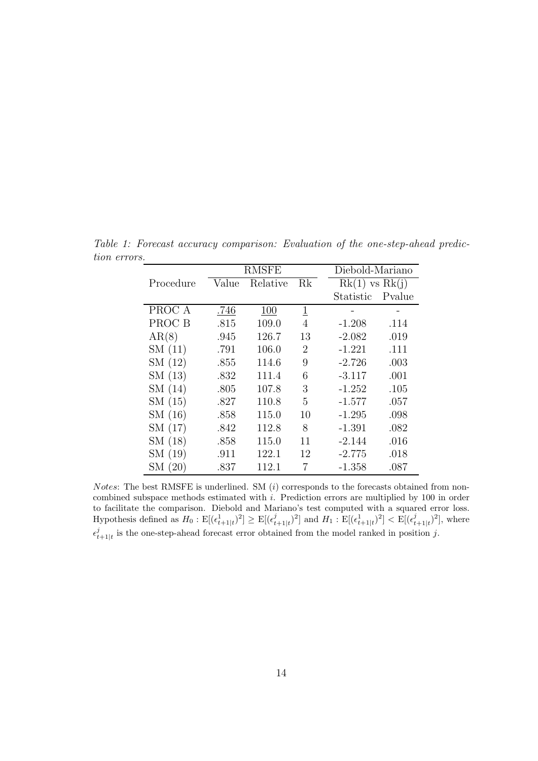*Table 1: Forecast accuracy comparison: Evaluation of the one-step-ahead prediction errors.*

| | RMSFE | | | Diebold-Mariano | |
|---|---|---|---|---|---|
| | | | | Rk(1) vs Rk(j) | |
| Procedure | Value | Relative | Rk | Statistic | Pvalue |
| PROC A | <u>.746</u> | <u>100</u> | <u>1</u> | - | - |
| PROC B | .815 | 109.0 | 4 | -1.208 | .114 |
| AR(8) | .945 | 126.7 | 13 | -2.082 | .019 |
| SM (11) | .791 | 106.0 | 2 | -1.221 | .111 |
| SM (12) | .855 | 114.6 | 9 | -2.726 | .003 |
| SM (13) | .832 | 111.4 | 6 | -3.117 | .001 |
| SM (14) | .805 | 107.8 | 3 | -1.252 | .105 |
| SM (15) | .827 | 110.8 | 5 | -1.577 | .057 |
| SM (16) | .858 | 115.0 | 10 | -1.295 | .098 |
| SM (17) | .842 | 112.8 | 8 | -1.391 | .082 |
| SM (18) | .858 | 115.0 | 11 | -2.144 | .016 |
| SM (19) | .911 | 122.1 | 12 | -2.775 | .018 |
| SM (20) | .837 | 112.1 | 7 | -1.358 | .087 |

*Notes*: The best RMSFE is underlined. SM ($i$) corresponds to the forecasts obtained from non-combined subspace methods estimated with $i$. Prediction errors are multiplied by 100 in order to facilitate the comparison. Diebold and Mariano's test computed with a squared error loss. Hypothesis defined as $H_0 : \mathrm{E}[(\epsilon^1_{t+1|t})^2] \geq \mathrm{E}[(\epsilon^j_{t+1|t})^2]$ and $H_1 : \mathrm{E}[(\epsilon^1_{t+1|t})^2] < \mathrm{E}[(\epsilon^j_{t+1|t})^2]$, where $\epsilon^j_{t+1|t}$ is the one-step-ahead forecast error obtained from the model ranked in position $j$.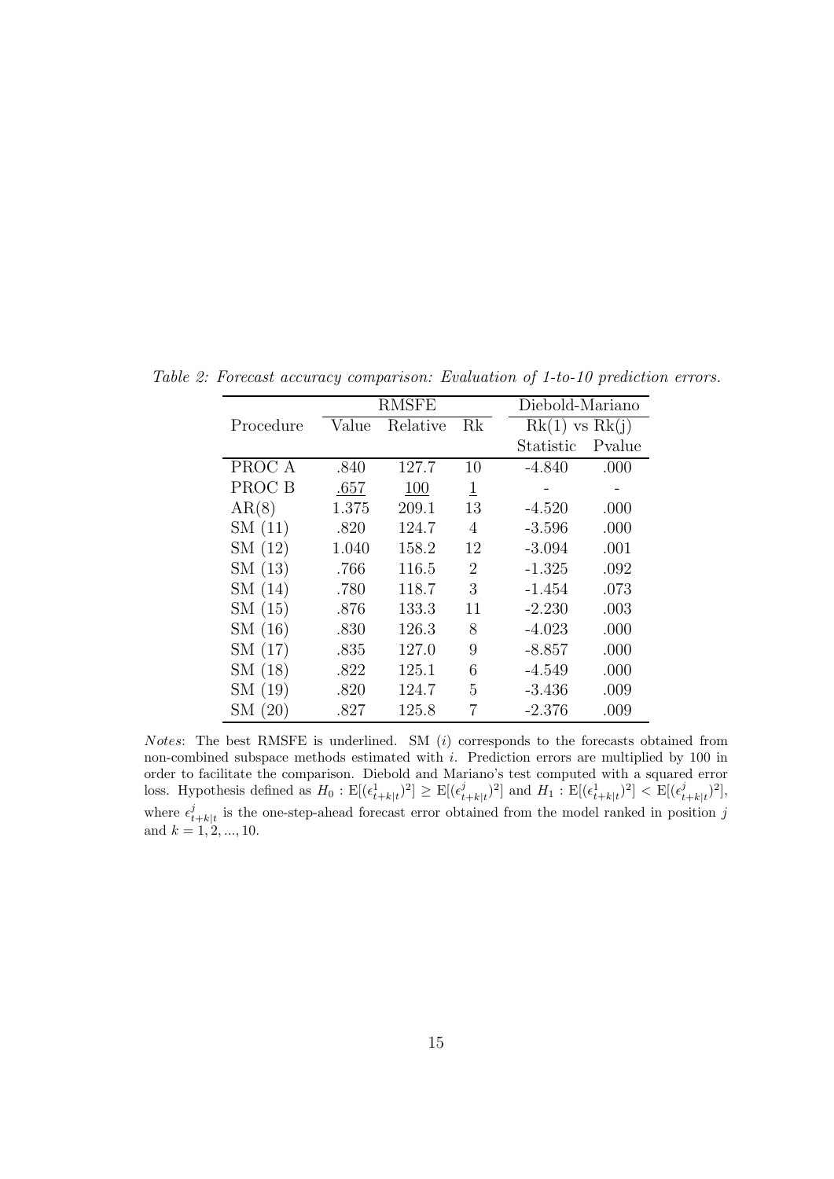*Table 2: Forecast accuracy comparison: Evaluation of 1-to-10 prediction errors.*

| | RMSFE | | | Diebold-Mariano | |
|---|---|---|---|---|---|
| Procedure | Value | Relative | Rk | Rk(1) vs Rk(j) | |
| | | | | Statistic | Pvalue |
| PROC A | .840 | 127.7 | 10 | -4.840 | .000 |
| PROC B | <u>.657</u> | <u>100</u> | <u>1</u> | - | - |
| AR(8) | 1.375 | 209.1 | 13 | -4.520 | .000 |
| SM (11) | .820 | 124.7 | 4 | -3.596 | .000 |
| SM (12) | 1.040 | 158.2 | 12 | -3.094 | .001 |
| SM (13) | .766 | 116.5 | 2 | -1.325 | .092 |
| SM (14) | .780 | 118.7 | 3 | -1.454 | .073 |
| SM (15) | .876 | 133.3 | 11 | -2.230 | .003 |
| SM (16) | .830 | 126.3 | 8 | -4.023 | .000 |
| SM (17) | .835 | 127.0 | 9 | -8.857 | .000 |
| SM (18) | .822 | 125.1 | 6 | -4.549 | .000 |
| SM (19) | .820 | 124.7 | 5 | -3.436 | .009 |
| SM (20) | .827 | 125.8 | 7 | -2.376 | .009 |

*Notes*: The best RMSFE is underlined. SM ($i$) corresponds to the forecasts obtained from non-combined subspace methods estimated with $i$. Prediction errors are multiplied by 100 in order to facilitate the comparison. Diebold and Mariano's test computed with a squared error loss. Hypothesis defined as $H_0 : \mathrm{E}[(\epsilon^1_{t+k|t})^2] \geq \mathrm{E}[(\epsilon^j_{t+k|t})^2]$ and $H_1 : \mathrm{E}[(\epsilon^1_{t+k|t})^2] < \mathrm{E}[(\epsilon^j_{t+k|t})^2]$, where $\epsilon^j_{t+k|t}$ is the one-step-ahead forecast error obtained from the model ranked in position $j$ and $k = 1, 2, ..., 10$.